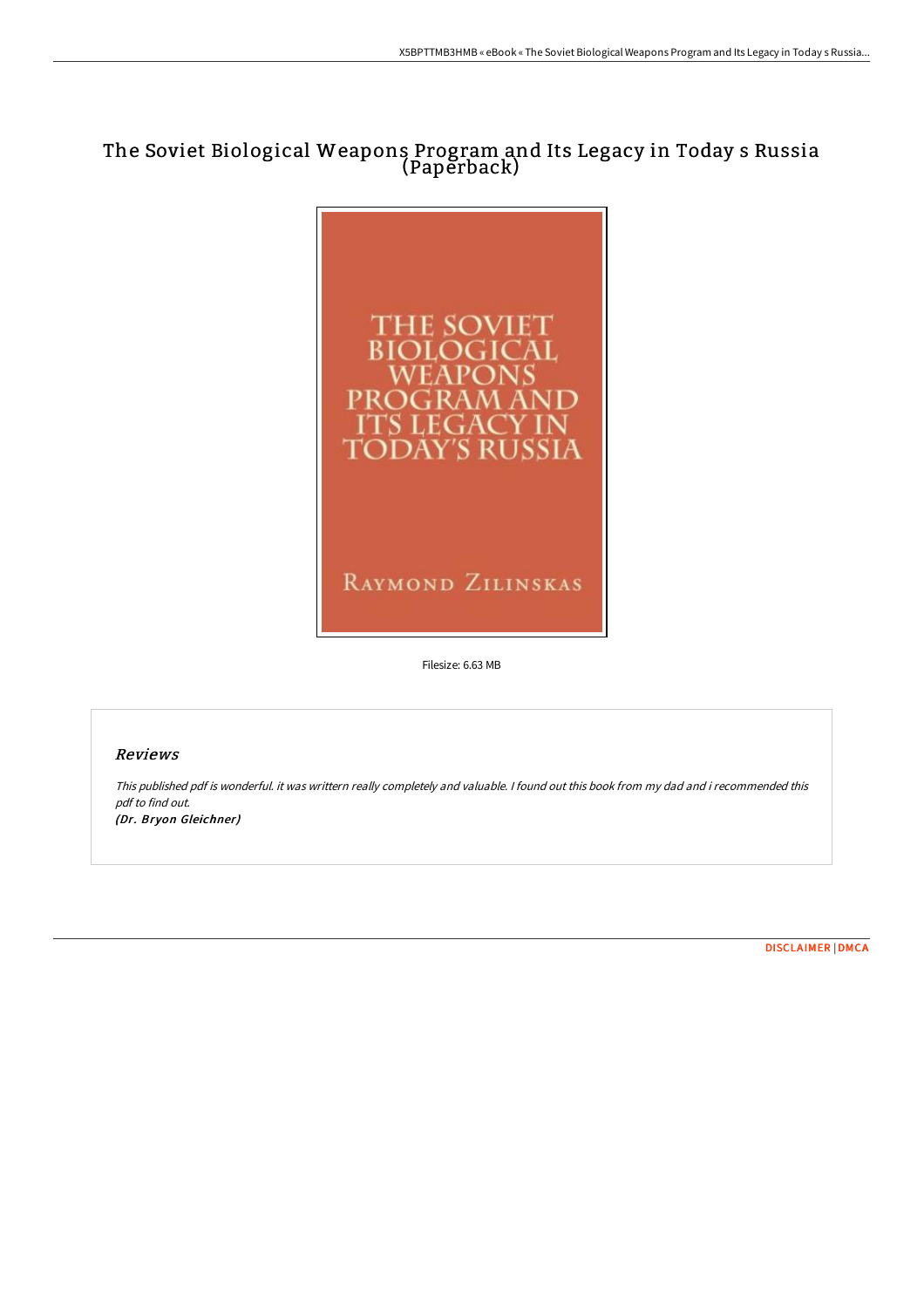# The Soviet Biological Weapons Program and Its Legacy in Today s Russia (Paperback)

Filesize: 6.63 MB

## *Reviews*

*This published pdf is wonderful. it was writtern really completely and valuable. I found out this book from my dad and i recommended this pdf to find out.*

***(Dr. Bryon Gleichner)***

DISCLAIMER | DMCA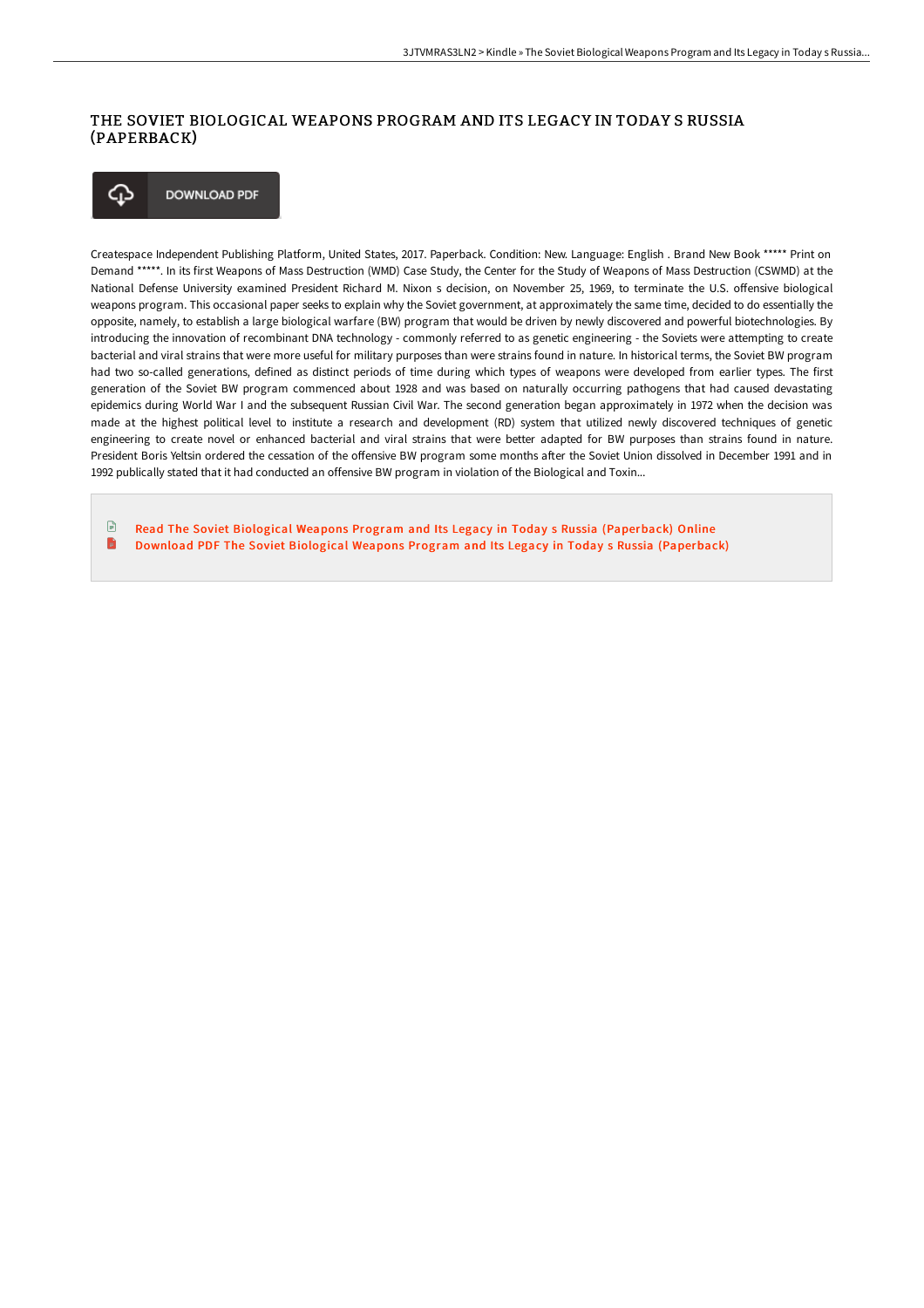# THE SOVIET BIOLOGICAL WEAPONS PROGRAM AND ITS LEGACY IN TODAY S RUSSIA (PAPERBACK)

DOWNLOAD PDF

Createspace Independent Publishing Platform, United States, 2017. Paperback. Condition: New. Language: English . Brand New Book ***** Print on Demand *****. In its first Weapons of Mass Destruction (WMD) Case Study, the Center for the Study of Weapons of Mass Destruction (CSWMD) at the National Defense University examined President Richard M. Nixon s decision, on November 25, 1969, to terminate the U.S. offensive biological weapons program. This occasional paper seeks to explain why the Soviet government, at approximately the same time, decided to do essentially the opposite, namely, to establish a large biological warfare (BW) program that would be driven by newly discovered and powerful biotechnologies. By introducing the innovation of recombinant DNA technology - commonly referred to as genetic engineering - the Soviets were attempting to create bacterial and viral strains that were more useful for military purposes than were strains found in nature. In historical terms, the Soviet BW program had two so-called generations, defined as distinct periods of time during which types of weapons were developed from earlier types. The first generation of the Soviet BW program commenced about 1928 and was based on naturally occurring pathogens that had caused devastating epidemics during World War I and the subsequent Russian Civil War. The second generation began approximately in 1972 when the decision was made at the highest political level to institute a research and development (RD) system that utilized newly discovered techniques of genetic engineering to create novel or enhanced bacterial and viral strains that were better adapted for BW purposes than strains found in nature. President Boris Yeltsin ordered the cessation of the offensive BW program some months after the Soviet Union dissolved in December 1991 and in 1992 publically stated that it had conducted an offensive BW program in violation of the Biological and Toxin...

- Read The Soviet Biological Weapons Program and Its Legacy in Today s Russia (Paperback) Online
- Download PDF The Soviet Biological Weapons Program and Its Legacy in Today s Russia (Paperback)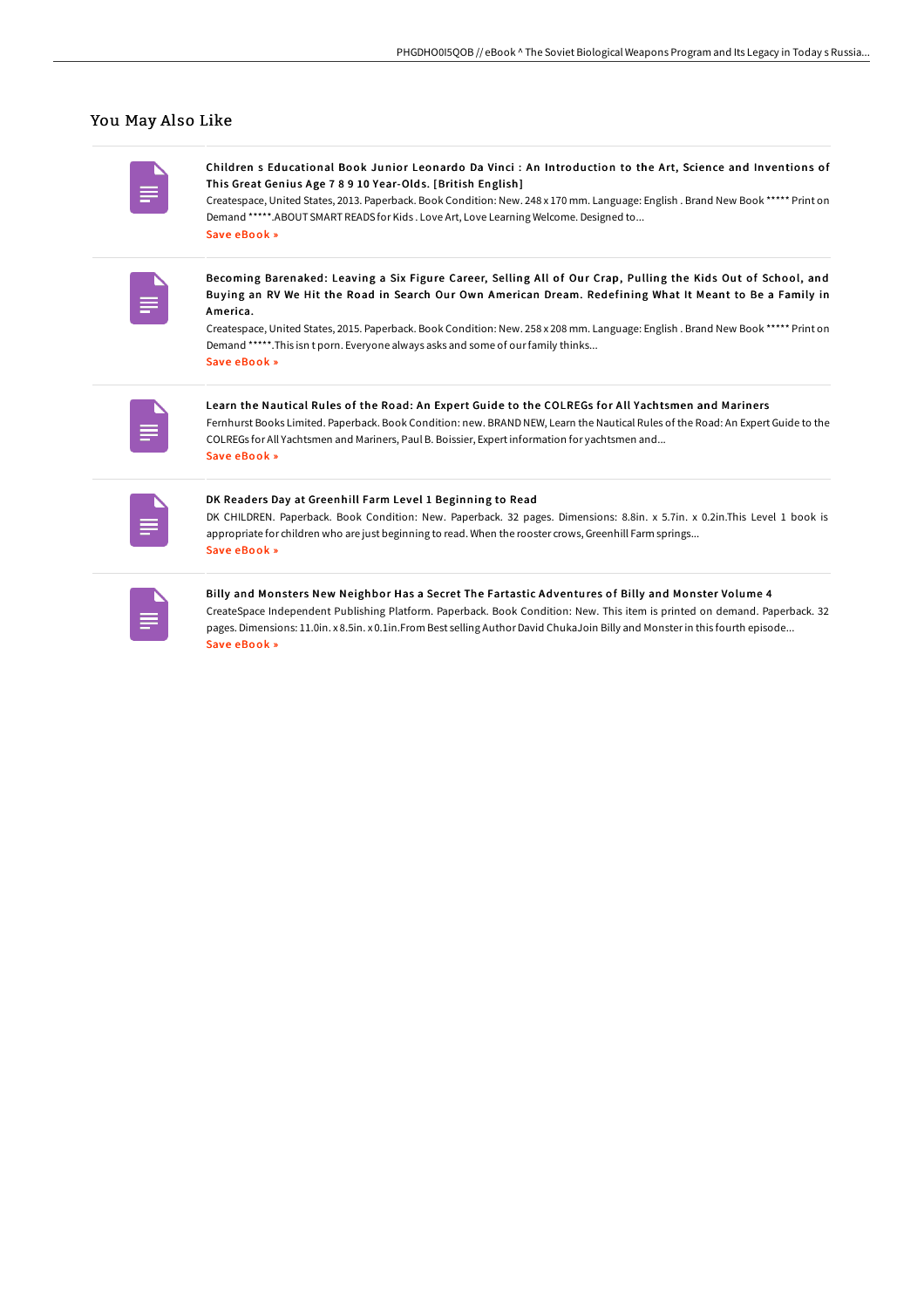## You May Also Like

**Children s Educational Book Junior Leonardo Da Vinci : An Introduction to the Art, Science and Inventions of This Great Genius Age 7 8 9 10 Year-Olds. [British English]**

Createspace, United States, 2013. Paperback. Book Condition: New. 248 x 170 mm. Language: English . Brand New Book ***** Print on Demand *****.ABOUT SMART READS for Kids . Love Art, Love Learning Welcome. Designed to...

Save eBook »

**Becoming Barenaked: Leaving a Six Figure Career, Selling All of Our Crap, Pulling the Kids Out of School, and Buying an RV We Hit the Road in Search Our Own American Dream. Redefining What It Meant to Be a Family in America.**

Createspace, United States, 2015. Paperback. Book Condition: New. 258 x 208 mm. Language: English . Brand New Book ***** Print on Demand *****.This isn t porn. Everyone always asks and some of our family thinks...

Save eBook »

**Learn the Nautical Rules of the Road: An Expert Guide to the COLREGs for All Yachtsmen and Mariners**

Fernhurst Books Limited. Paperback. Book Condition: new. BRAND NEW, Learn the Nautical Rules of the Road: An Expert Guide to the COLREGs for All Yachtsmen and Mariners, Paul B. Boissier, Expert information for yachtsmen and...

Save eBook »

**DK Readers Day at Greenhill Farm Level 1 Beginning to Read**

DK CHILDREN. Paperback. Book Condition: New. Paperback. 32 pages. Dimensions: 8.8in. x 5.7in. x 0.2in.This Level 1 book is appropriate for children who are just beginning to read. When the rooster crows, Greenhill Farm springs...

Save eBook »

**Billy and Monsters New Neighbor Has a Secret The Fartastic Adventures of Billy and Monster Volume 4**

CreateSpace Independent Publishing Platform. Paperback. Book Condition: New. This item is printed on demand. Paperback. 32 pages. Dimensions: 11.0in. x 8.5in. x 0.1in.From Best selling Author David ChukaJoin Billy and Monster in this fourth episode...

Save eBook »